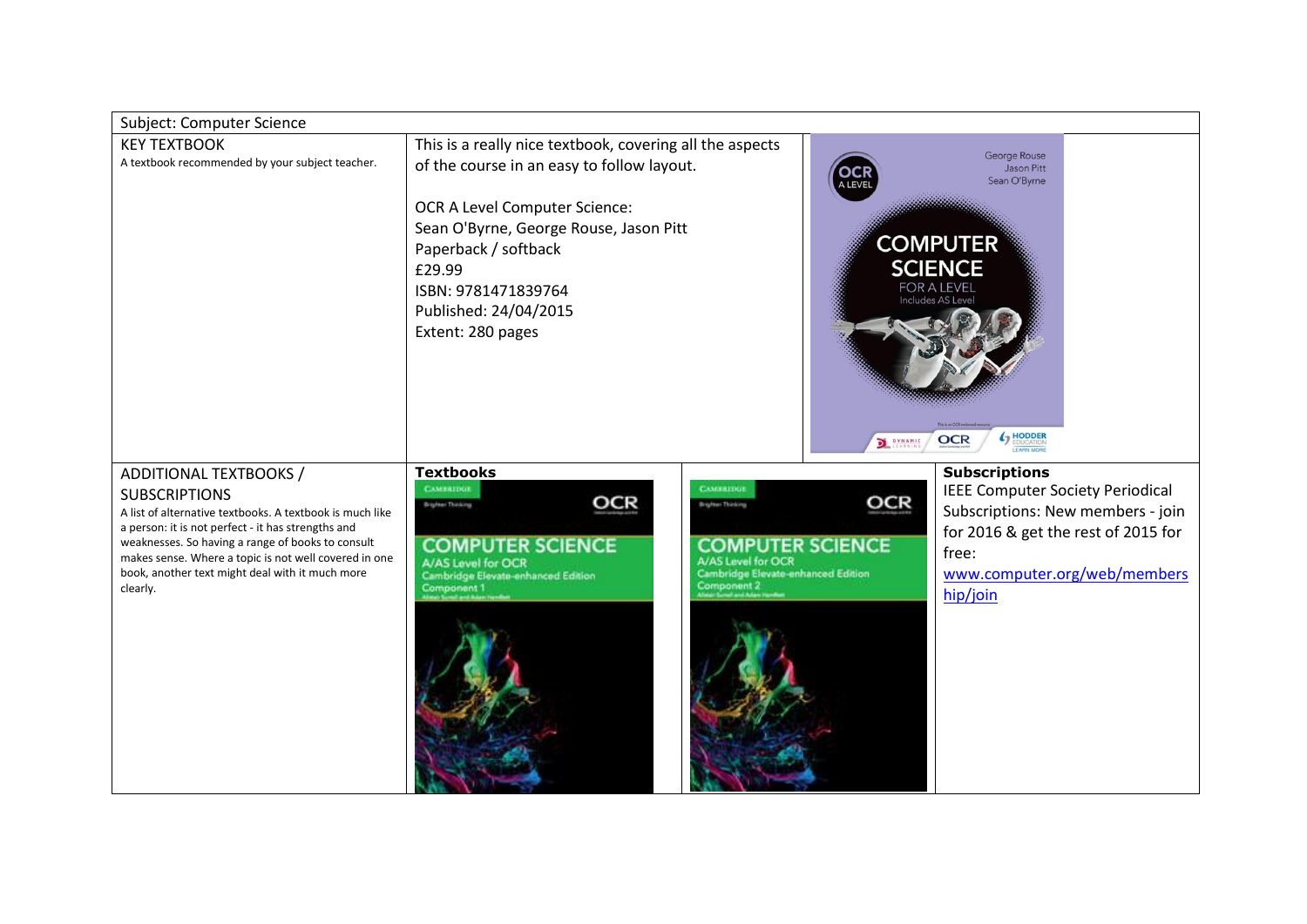| Subject: Computer Science | | | |
|---|---|---|---|
| KEY TEXTBOOK<br>A textbook recommended by your subject teacher. | This is a really nice textbook, covering all the aspects of the course in an easy to follow layout.<br><br>OCR A Level Computer Science:<br>Sean O'Byrne, George Rouse, Jason Pitt<br>Paperback / softback<br>£29.99<br>ISBN: 9781471839764<br>Published: 24/04/2015<br>Extent: 280 pages | | |
| ADDITIONAL TEXTBOOKS / SUBSCRIPTIONS<br>A list of alternative textbooks. A textbook is much like a person: it is not perfect - it has strengths and weaknesses. So having a range of books to consult makes sense. Where a topic is not well covered in one book, another text might deal with it much more clearly. | **Textbooks** | | **Subscriptions**<br>IEEE Computer Society Periodical Subscriptions: New members - join for 2016 & get the rest of 2015 for free:<br>www.computer.org/web/membership/join |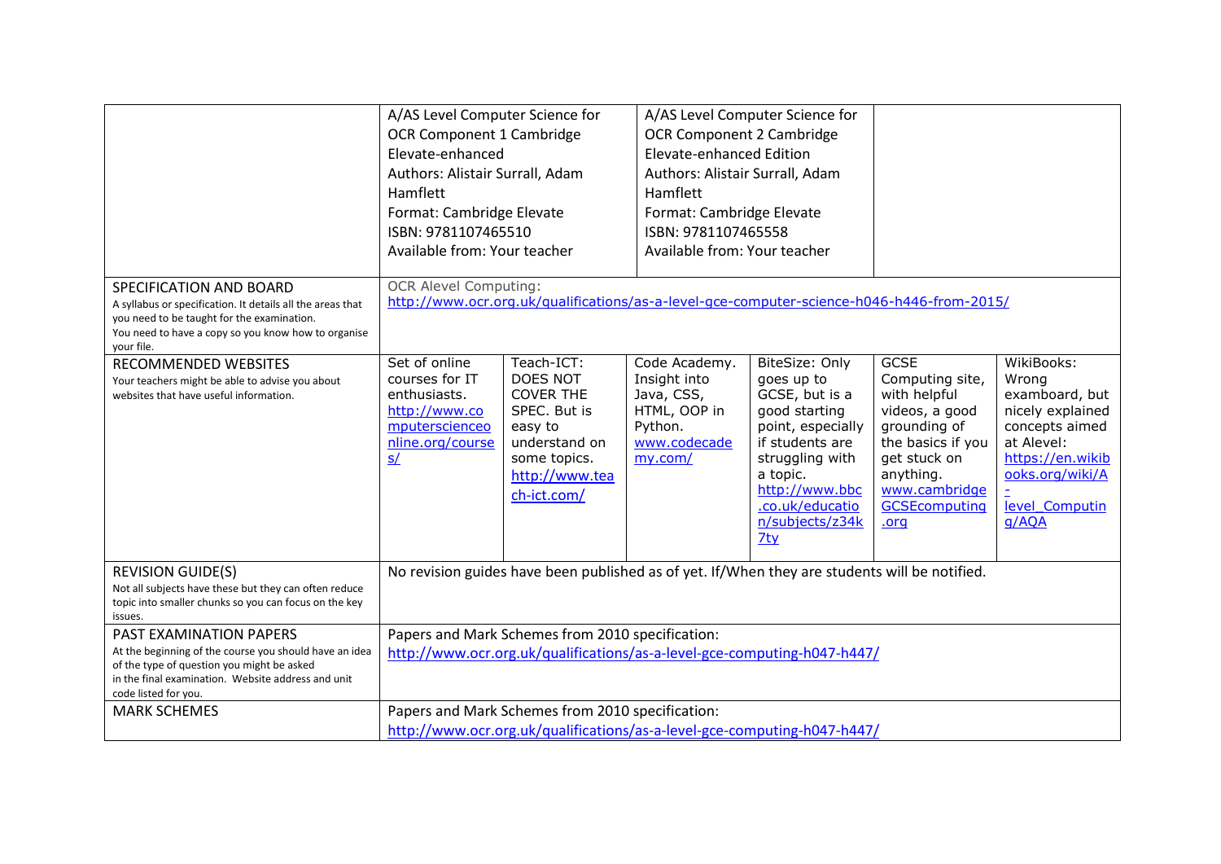| | | | | | | |
|---|---|---|---|---|---|---|
| | A/AS Level Computer Science for OCR Component 1 Cambridge Elevate-enhanced<br>Authors: Alistair Surrall, Adam Hamflett<br>Format: Cambridge Elevate<br>ISBN: 9781107465510<br>Available from: Your teacher | | A/AS Level Computer Science for OCR Component 2 Cambridge Elevate-enhanced Edition<br>Authors: Alistair Surrall, Adam Hamflett<br>Format: Cambridge Elevate<br>ISBN: 9781107465558<br>Available from: Your teacher | | | |
| SPECIFICATION AND BOARD<br>A syllabus or specification. It details all the areas that you need to be taught for the examination.<br>You need to have a copy so you know how to organise your file. | OCR Alevel Computing:<br>http://www.ocr.org.uk/qualifications/as-a-level-gce-computer-science-h046-h446-from-2015/ | | | | | |
| RECOMMENDED WEBSITES<br>Your teachers might be able to advise you about websites that have useful information. | Set of online courses for IT enthusiasts.<br>http://www.computerscienceonline.org/courses/ | Teach-ICT: DOES NOT COVER THE SPEC. But is easy to understand on some topics.<br>http://www.teach-ict.com/ | Code Academy. Insight into Java, CSS, HTML, OOP in Python.<br>www.codecademy.com/ | BiteSize: Only goes up to GCSE, but is a good starting point, especially if students are struggling with a topic.<br>http://www.bbc.co.uk/education/subjects/z34k7ty | GCSE Computing site, with helpful videos, a good grounding of the basics if you get stuck on anything.<br>www.cambridgeGCSEcomputing.org | WikiBooks: Wrong examboard, but nicely explained concepts aimed at Alevel:<br>https://en.wikibooks.org/wiki/A-level_Computing/AQA |
| REVISION GUIDE(S)<br>Not all subjects have these but they can often reduce topic into smaller chunks so you can focus on the key issues. | No revision guides have been published as of yet. If/When they are students will be notified. | | | | | |
| PAST EXAMINATION PAPERS<br>At the beginning of the course you should have an idea of the type of question you might be asked in the final examination. Website address and unit code listed for you. | Papers and Mark Schemes from 2010 specification:<br>http://www.ocr.org.uk/qualifications/as-a-level-gce-computing-h047-h447/ | | | | | |
| MARK SCHEMES | Papers and Mark Schemes from 2010 specification:<br>http://www.ocr.org.uk/qualifications/as-a-level-gce-computing-h047-h447/ | | | | | |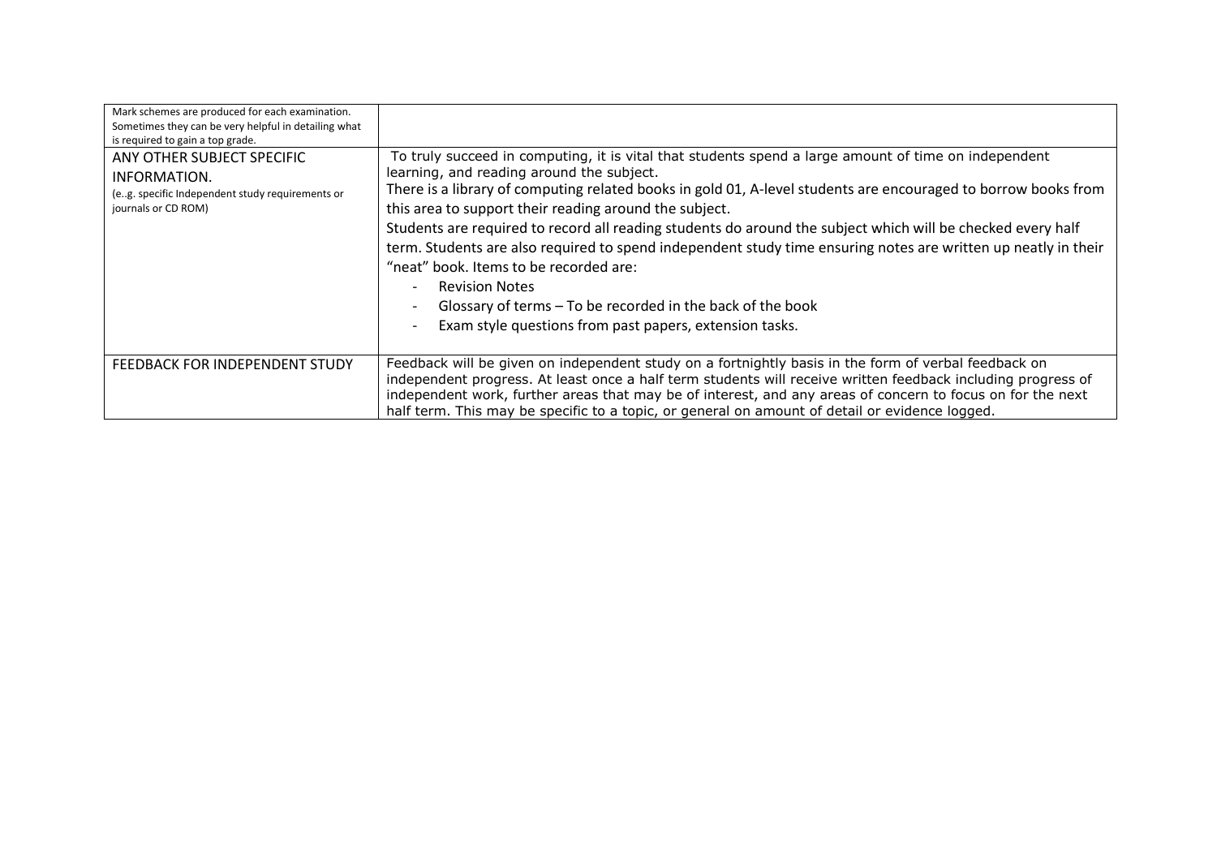| | |
|---|---|
| Mark schemes are produced for each examination. Sometimes they can be very helpful in detailing what is required to gain a top grade. | |
| ANY OTHER SUBJECT SPECIFIC INFORMATION. (e..g. specific Independent study requirements or journals or CD ROM) | To truly succeed in computing, it is vital that students spend a large amount of time on independent learning, and reading around the subject.<br>There is a library of computing related books in gold 01, A-level students are encouraged to borrow books from this area to support their reading around the subject.<br>Students are required to record all reading students do around the subject which will be checked every half term. Students are also required to spend independent study time ensuring notes are written up neatly in their "neat" book. Items to be recorded are:<br>- Revision Notes<br>- Glossary of terms – To be recorded in the back of the book<br>- Exam style questions from past papers, extension tasks. |
| FEEDBACK FOR INDEPENDENT STUDY | Feedback will be given on independent study on a fortnightly basis in the form of verbal feedback on independent progress. At least once a half term students will receive written feedback including progress of independent work, further areas that may be of interest, and any areas of concern to focus on for the next half term. This may be specific to a topic, or general on amount of detail or evidence logged. |